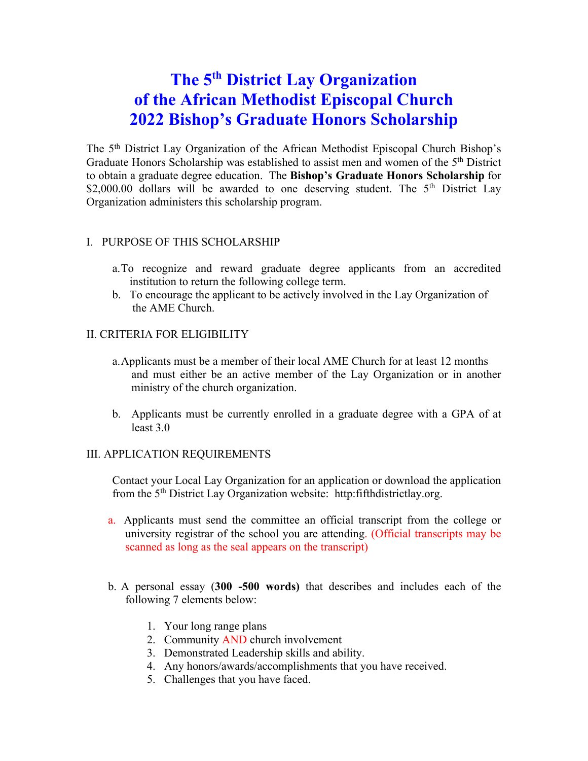# The 5th District Lay Organization of the African Methodist Episcopal Church 2022 Bishop's Graduate Honors Scholarship

The 5th District Lay Organization of the African Methodist Episcopal Church Bishop's Graduate Honors Scholarship was established to assist men and women of the 5th District to obtain a graduate degree education. The **Bishop's Graduate Honors Scholarship** for $2,000.00 dollars will be awarded to one deserving student. The 5th District Lay Organization administers this scholarship program.

## I. PURPOSE OF THIS SCHOLARSHIP

a. To recognize and reward graduate degree applicants from an accredited institution to return the following college term.

b. To encourage the applicant to be actively involved in the Lay Organization of the AME Church.

## II. CRITERIA FOR ELIGIBILITY

a. Applicants must be a member of their local AME Church for at least 12 months and must either be an active member of the Lay Organization or in another ministry of the church organization.

b. Applicants must be currently enrolled in a graduate degree with a GPA of at least 3.0

## III. APPLICATION REQUIREMENTS

Contact your Local Lay Organization for an application or download the application from the 5th District Lay Organization website: http:fifthdistrictlay.org.

a. Applicants must send the committee an official transcript from the college or university registrar of the school you are attending. (Official transcripts may be scanned as long as the seal appears on the transcript)

b. A personal essay (**300 -500 words)** that describes and includes each of the following 7 elements below:

1. Your long range plans
2. Community AND church involvement
3. Demonstrated Leadership skills and ability.
4. Any honors/awards/accomplishments that you have received.
5. Challenges that you have faced.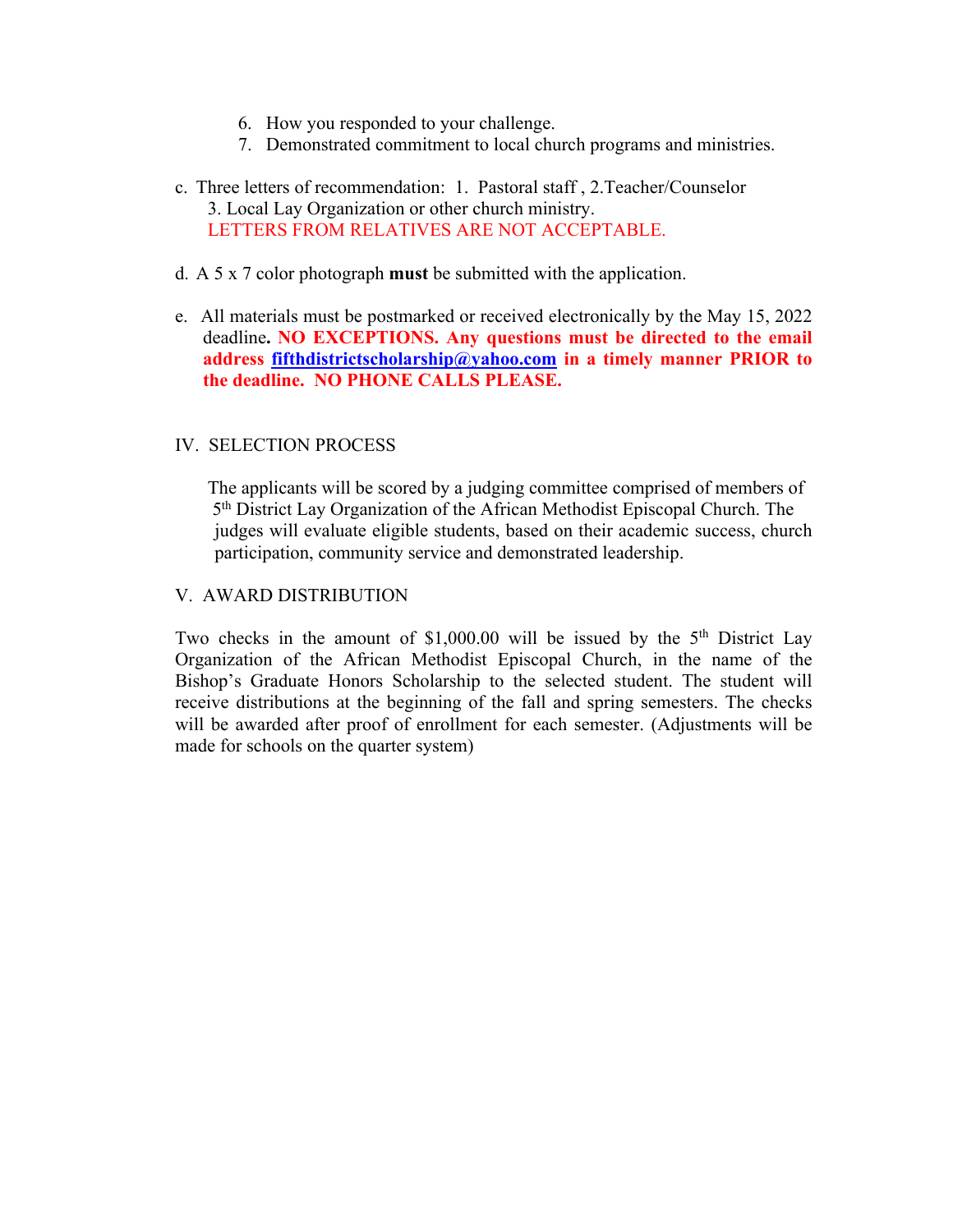6. How you responded to your challenge.
7. Demonstrated commitment to local church programs and ministries.

c. Three letters of recommendation: 1. Pastoral staff , 2.Teacher/Counselor 3. Local Lay Organization or other church ministry.
LETTERS FROM RELATIVES ARE NOT ACCEPTABLE.

d. A 5 x 7 color photograph **must** be submitted with the application.

e. All materials must be postmarked or received electronically by the May 15, 2022 deadline**. NO EXCEPTIONS. Any questions must be directed to the email address fifthdistrictscholarship@yahoo.com in a timely manner PRIOR to the deadline. NO PHONE CALLS PLEASE.**

## IV. SELECTION PROCESS

The applicants will be scored by a judging committee comprised of members of 5th District Lay Organization of the African Methodist Episcopal Church. The judges will evaluate eligible students, based on their academic success, church participation, community service and demonstrated leadership.

## V. AWARD DISTRIBUTION

Two checks in the amount of $1,000.00 will be issued by the 5th District Lay Organization of the African Methodist Episcopal Church, in the name of the Bishop's Graduate Honors Scholarship to the selected student. The student will receive distributions at the beginning of the fall and spring semesters. The checks will be awarded after proof of enrollment for each semester. (Adjustments will be made for schools on the quarter system)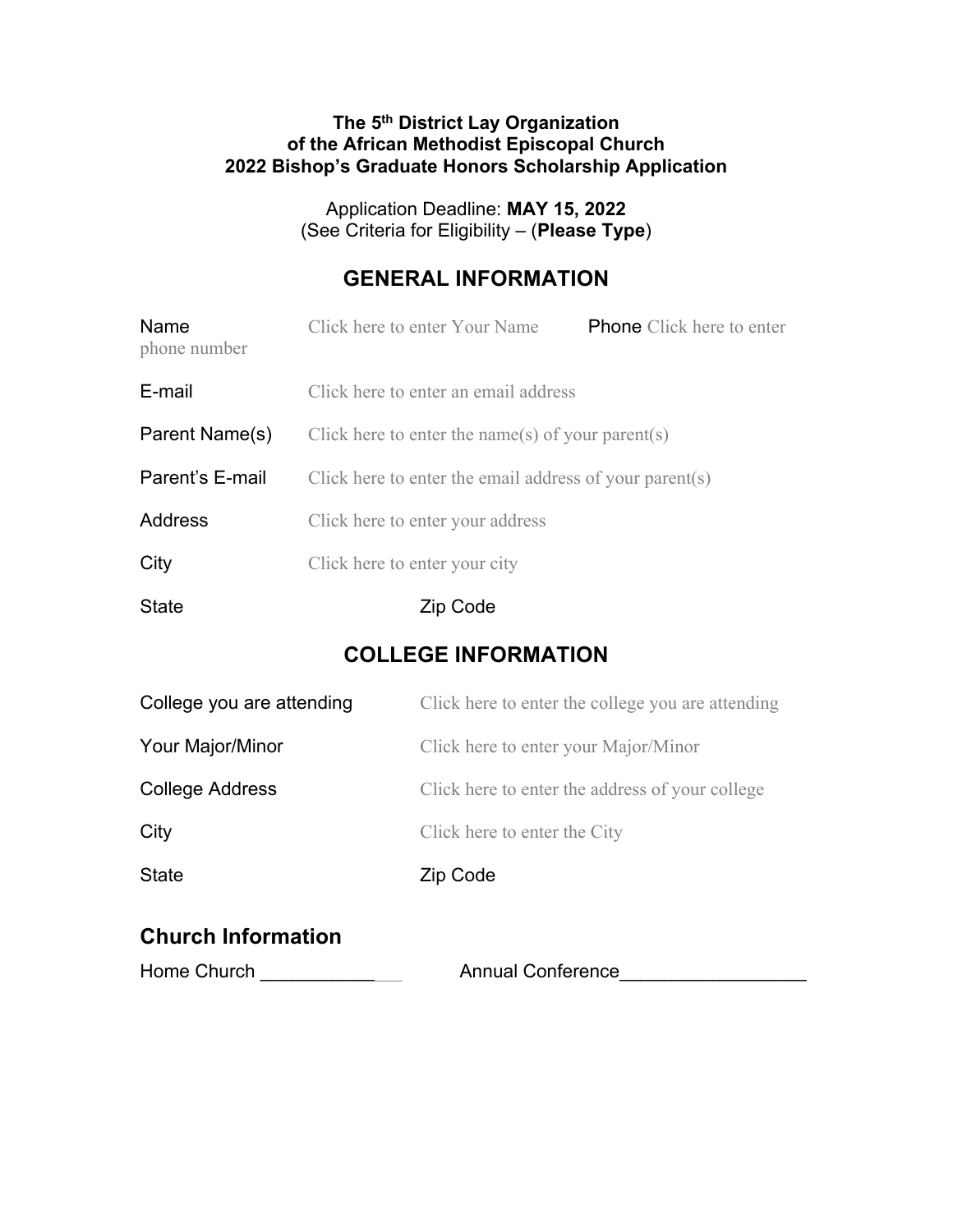**The 5th District Lay Organization**
**of the African Methodist Episcopal Church**
**2022 Bishop's Graduate Honors Scholarship Application**

Application Deadline: **MAY 15, 2022**
(See Criteria for Eligibility – (**Please Type**)

## GENERAL INFORMATION

Name Click here to enter Your Name Phone Click here to enter phone number

E-mail Click here to enter an email address

Parent Name(s) Click here to enter the name(s) of your parent(s)

Parent's E-mail Click here to enter the email address of your parent(s)

Address Click here to enter your address

City Click here to enter your city

State Zip Code

## COLLEGE INFORMATION

College you are attending Click here to enter the college you are attending

Your Major/Minor Click here to enter your Major/Minor

College Address Click here to enter the address of your college

City Click here to enter the City

State Zip Code

## Church Information

Home Church ______________ Annual Conference__________________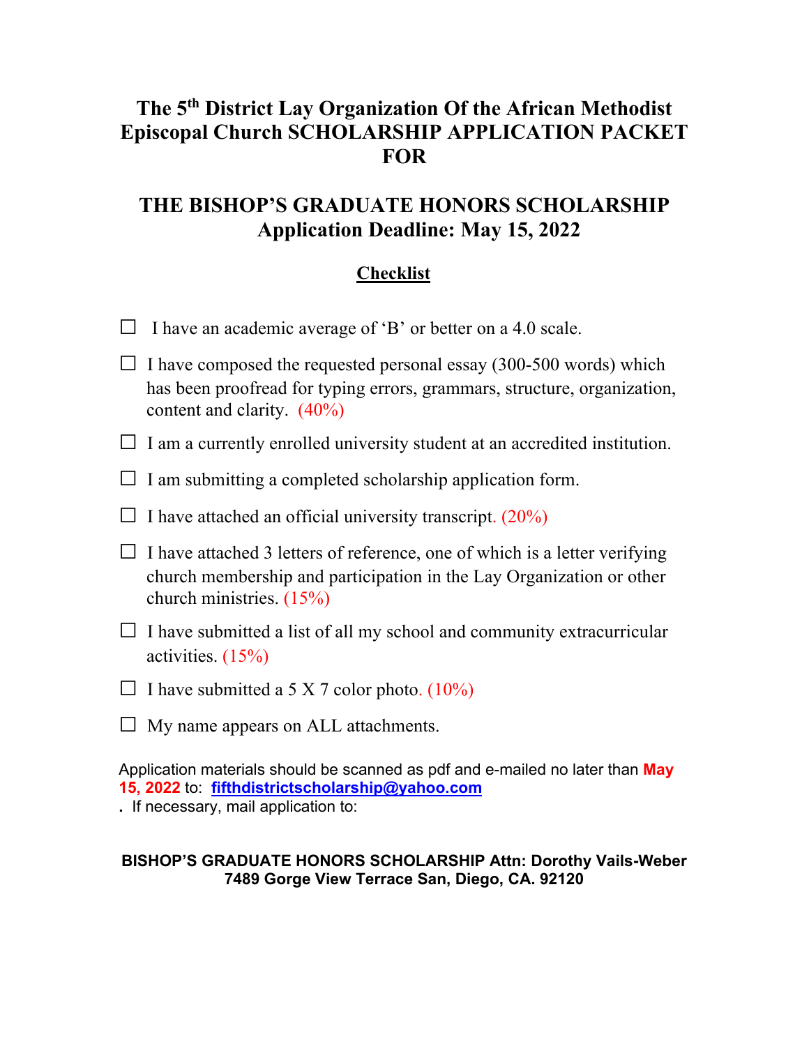# The 5th District Lay Organization Of the African Methodist Episcopal Church SCHOLARSHIP APPLICATION PACKET FOR

# THE BISHOP'S GRADUATE HONORS SCHOLARSHIP Application Deadline: May 15, 2022

## Checklist

- ☐ I have an academic average of 'B' or better on a 4.0 scale.
- ☐ I have composed the requested personal essay (300-500 words) which has been proofread for typing errors, grammars, structure, organization, content and clarity. (40%)
- ☐ I am a currently enrolled university student at an accredited institution.
- ☐ I am submitting a completed scholarship application form.
- ☐ I have attached an official university transcript. (20%)
- ☐ I have attached 3 letters of reference, one of which is a letter verifying church membership and participation in the Lay Organization or other church ministries. (15%)
- ☐ I have submitted a list of all my school and community extracurricular activities. (15%)
- ☐ I have submitted a 5 X 7 color photo. (10%)
- ☐ My name appears on ALL attachments.

Application materials should be scanned as pdf and e-mailed no later than **May 15, 2022** to: **fifthdistrictscholarship@yahoo.com**

. If necessary, mail application to:

**BISHOP'S GRADUATE HONORS SCHOLARSHIP Attn: Dorothy Vails-Weber 7489 Gorge View Terrace San, Diego, CA. 92120**